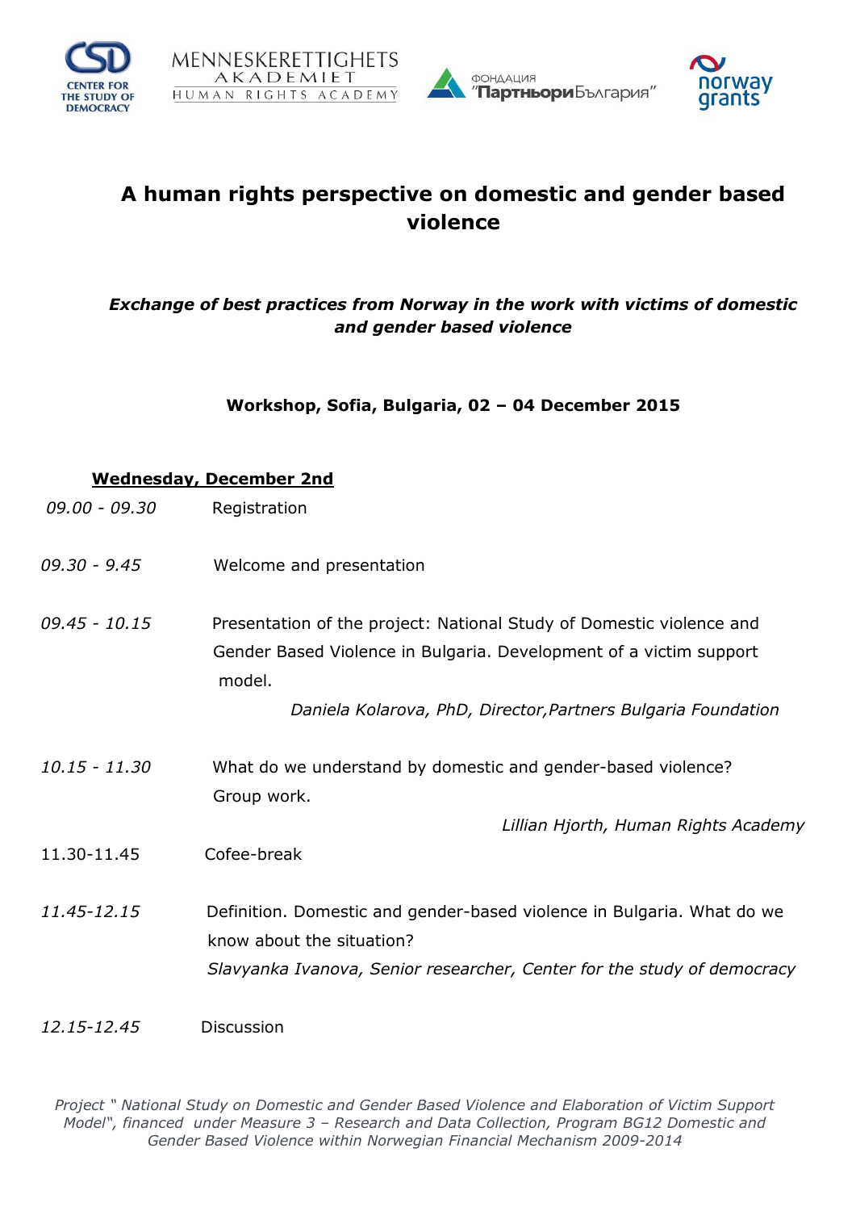# A human rights perspective on domestic and gender based violence

***Exchange of best practices from Norway in the work with victims of domestic and gender based violence***

**Workshop, Sofia, Bulgaria, 02 – 04 December 2015**

**Wednesday, December 2nd**

*09.00 - 09.30* Registration

*09.30 - 9.45* Welcome and presentation

*09.45 - 10.15* Presentation of the project: National Study of Domestic violence and Gender Based Violence in Bulgaria. Development of a victim support model.

*Daniela Kolarova, PhD, Director,Partners Bulgaria Foundation*

*10.15 - 11.30* What do we understand by domestic and gender-based violence? Group work.

*Lillian Hjorth, Human Rights Academy*

11.30-11.45 Cofee-break

*11.45-12.15* Definition. Domestic and gender-based violence in Bulgaria. What do we know about the situation?

*Slavyanka Ivanova, Senior researcher, Center for the study of democracy*

*12.15-12.45* Discussion

*Project " National Study on Domestic and Gender Based Violence and Elaboration of Victim Support Model", financed under Measure 3 – Research and Data Collection, Program BG12 Domestic and Gender Based Violence within Norwegian Financial Mechanism 2009-2014*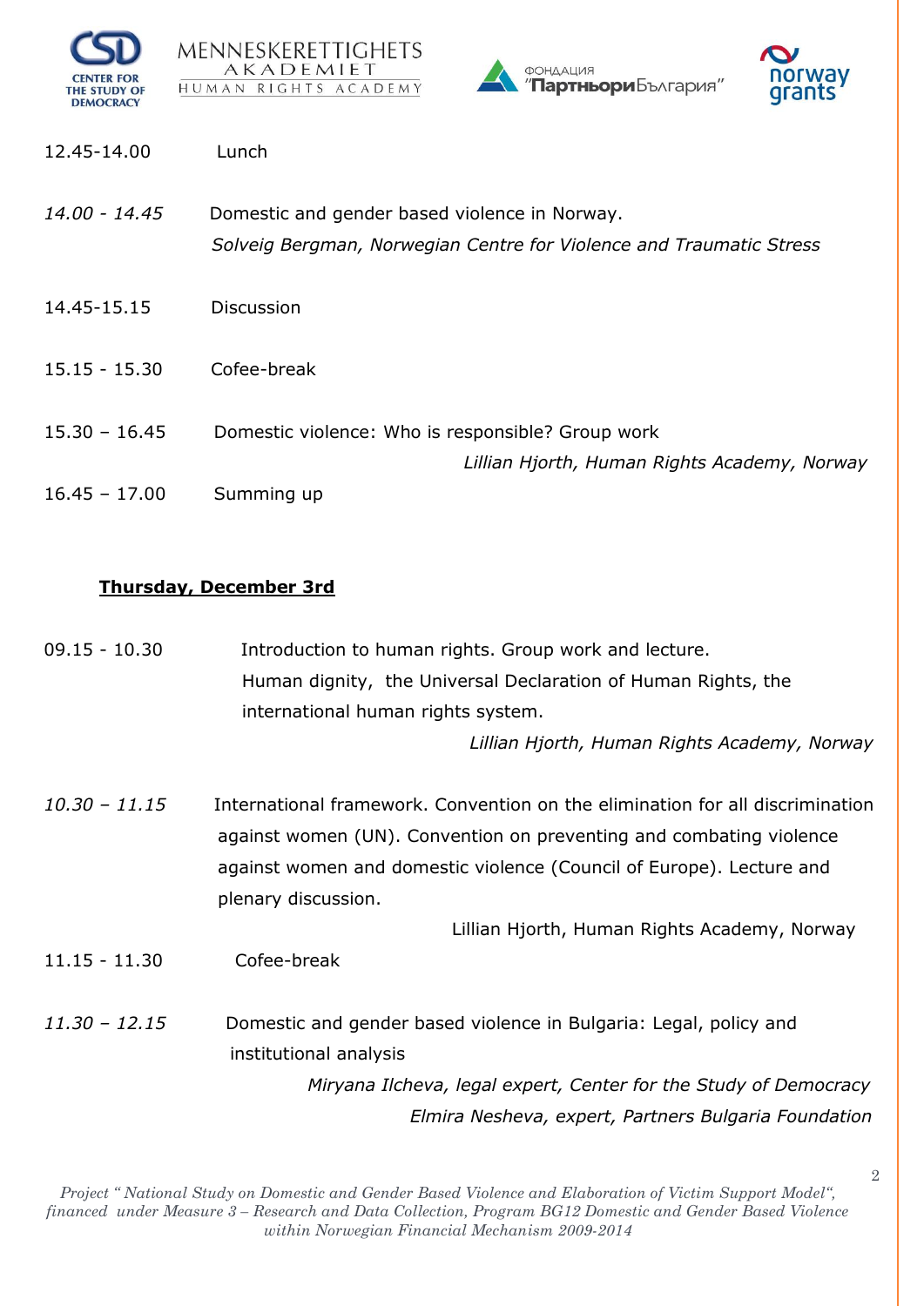12.45-14.00 Lunch

*14.00 - 14.45* Domestic and gender based violence in Norway.
*Solveig Bergman, Norwegian Centre for Violence and Traumatic Stress*

14.45-15.15 Discussion

15.15 - 15.30 Cofee-break

15.30 – 16.45 Domestic violence: Who is responsible? Group work
*Lillian Hjorth, Human Rights Academy, Norway*

16.45 – 17.00 Summing up

**Thursday, December 3rd**

09.15 - 10.30 Introduction to human rights. Group work and lecture.
Human dignity, the Universal Declaration of Human Rights, the international human rights system.
*Lillian Hjorth, Human Rights Academy, Norway*

*10.30 – 11.15* International framework. Convention on the elimination for all discrimination against women (UN). Convention on preventing and combating violence against women and domestic violence (Council of Europe). Lecture and plenary discussion.
Lillian Hjorth, Human Rights Academy, Norway

11.15 - 11.30 Cofee-break

*11.30 – 12.15* Domestic and gender based violence in Bulgaria: Legal, policy and institutional analysis
*Miryana Ilcheva, legal expert, Center for the Study of Democracy*
*Elmira Nesheva, expert, Partners Bulgaria Foundation*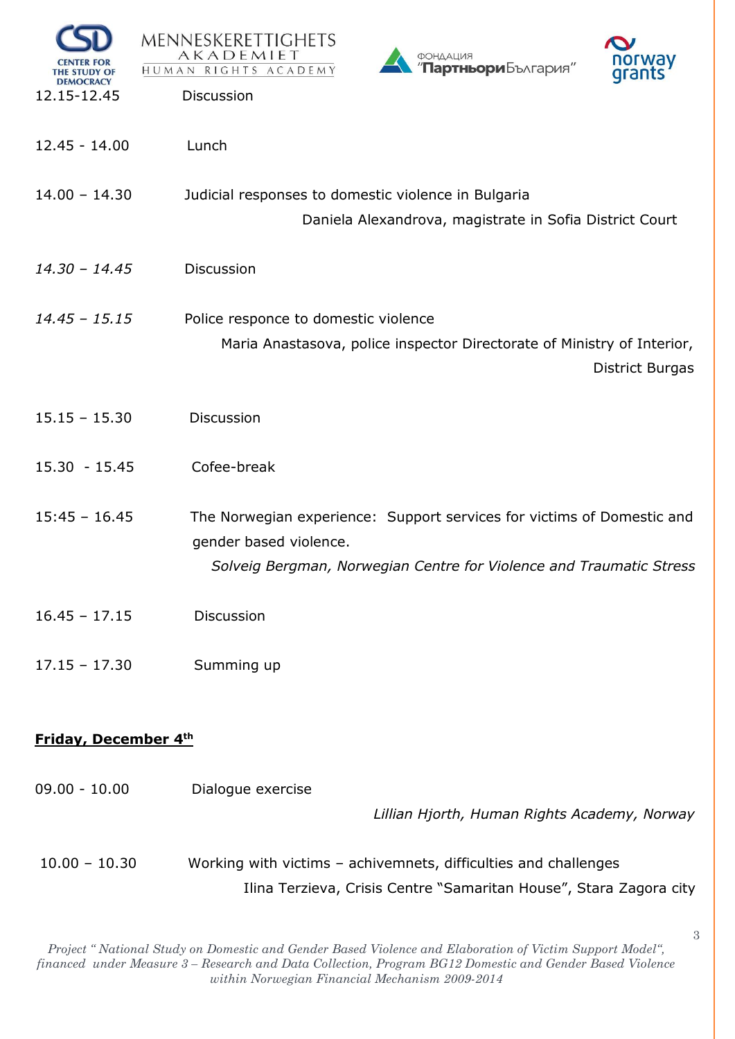| | |
|---|---|
| 12.15-12.45 | Discussion |
| 12.45 - 14.00 | Lunch |
| 14.00 – 14.30 | Judicial responses to domestic violence in Bulgaria<br>Daniela Alexandrova, magistrate in Sofia District Court |
| *14.30 – 14.45* | Discussion |
| *14.45 – 15.15* | Police responce to domestic violence<br>Maria Anastasova, police inspector Directorate of Ministry of Interior, District Burgas |
| 15.15 – 15.30 | Discussion |
| 15.30 - 15.45 | Cofee-break |
| 15:45 – 16.45 | The Norwegian experience: Support services for victims of Domestic and gender based violence.<br>*Solveig Bergman, Norwegian Centre for Violence and Traumatic Stress* |
| 16.45 – 17.15 | Discussion |
| 17.15 – 17.30 | Summing up |

**Friday, December 4th**

| | |
|---|---|
| 09.00 - 10.00 | Dialogue exercise<br>*Lillian Hjorth, Human Rights Academy, Norway* |
| 10.00 – 10.30 | Working with victims – achivemnets, difficulties and challenges<br>Ilina Terzieva, Crisis Centre "Samaritan House", Stara Zagora city |

*Project " National Study on Domestic and Gender Based Violence and Elaboration of Victim Support Model", financed under Measure 3 – Research and Data Collection, Program BG12 Domestic and Gender Based Violence within Norwegian Financial Mechanism 2009-2014*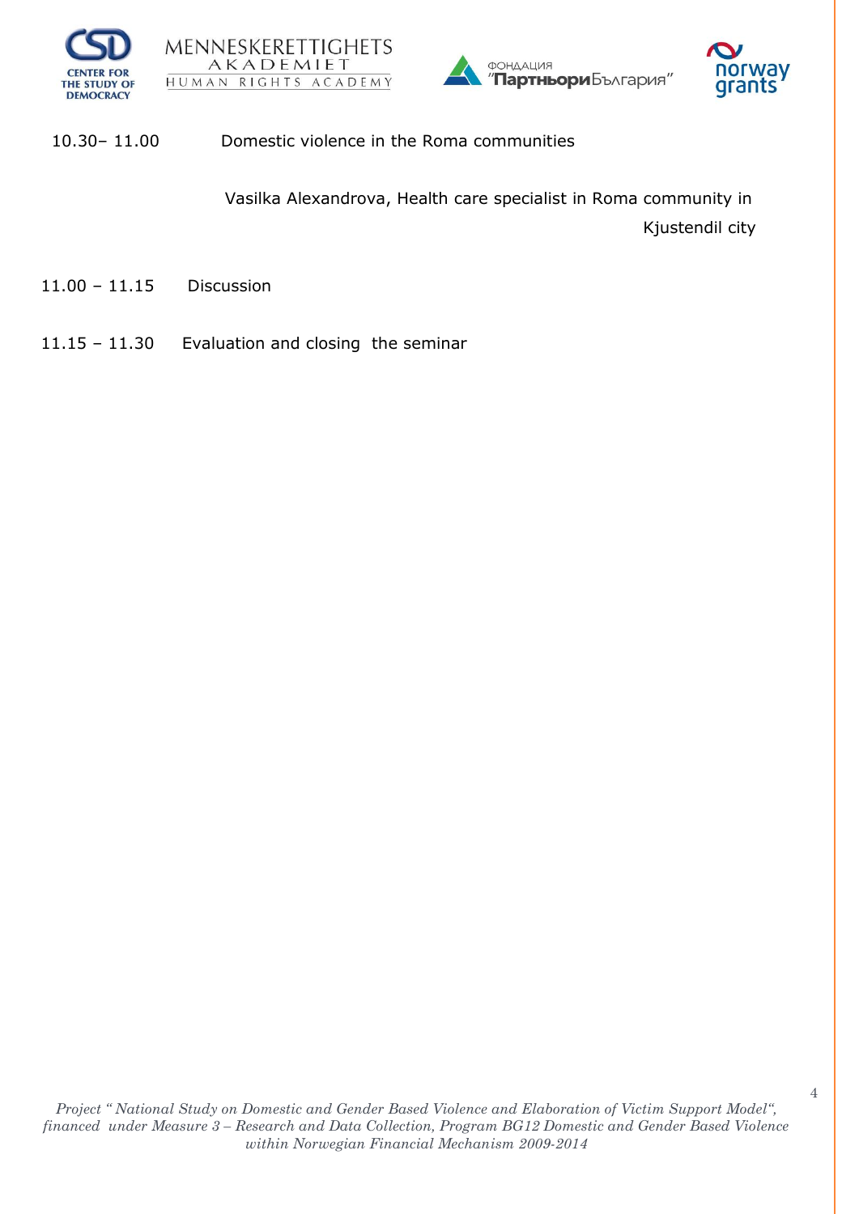10.30– 11.00 Domestic violence in the Roma communities

Vasilka Alexandrova, Health care specialist in Roma community in Kjustendil city

11.00 – 11.15 Discussion

11.15 – 11.30 Evaluation and closing the seminar